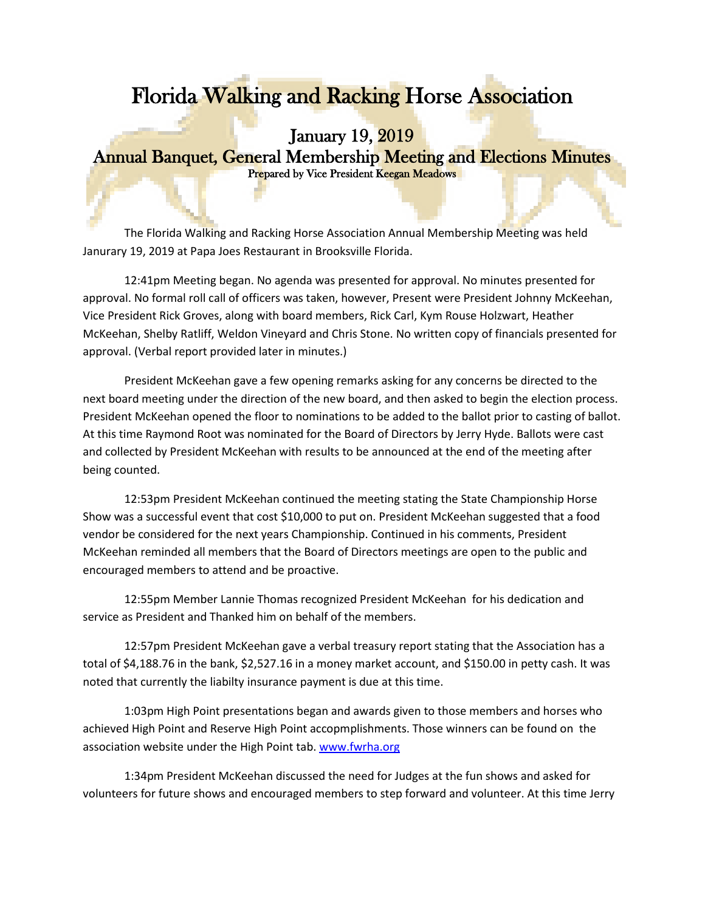# Florida Walking and Racking Horse Association

## January 19, 2019
## Annual Banquet, General Membership Meeting and Elections Minutes

**Prepared by Vice President Keegan Meadows**

The Florida Walking and Racking Horse Association Annual Membership Meeting was held Janurary 19, 2019 at Papa Joes Restaurant in Brooksville Florida.

12:41pm Meeting began. No agenda was presented for approval. No minutes presented for approval. No formal roll call of officers was taken, however, Present were President Johnny McKeehan, Vice President Rick Groves, along with board members, Rick Carl, Kym Rouse Holzwart, Heather McKeehan, Shelby Ratliff, Weldon Vineyard and Chris Stone. No written copy of financials presented for approval. (Verbal report provided later in minutes.)

President McKeehan gave a few opening remarks asking for any concerns be directed to the next board meeting under the direction of the new board, and then asked to begin the election process. President McKeehan opened the floor to nominations to be added to the ballot prior to casting of ballot. At this time Raymond Root was nominated for the Board of Directors by Jerry Hyde. Ballots were cast and collected by President McKeehan with results to be announced at the end of the meeting after being counted.

12:53pm President McKeehan continued the meeting stating the State Championship Horse Show was a successful event that cost $10,000 to put on. President McKeehan suggested that a food vendor be considered for the next years Championship. Continued in his comments, President McKeehan reminded all members that the Board of Directors meetings are open to the public and encouraged members to attend and be proactive.

12:55pm Member Lannie Thomas recognized President McKeehan for his dedication and service as President and Thanked him on behalf of the members.

12:57pm President McKeehan gave a verbal treasury report stating that the Association has a total of $4,188.76 in the bank, $2,527.16 in a money market account, and $150.00 in petty cash. It was noted that currently the liabilty insurance payment is due at this time.

1:03pm High Point presentations began and awards given to those members and horses who achieved High Point and Reserve High Point accopmplishments. Those winners can be found on the association website under the High Point tab. www.fwrha.org

1:34pm President McKeehan discussed the need for Judges at the fun shows and asked for volunteers for future shows and encouraged members to step forward and volunteer. At this time Jerry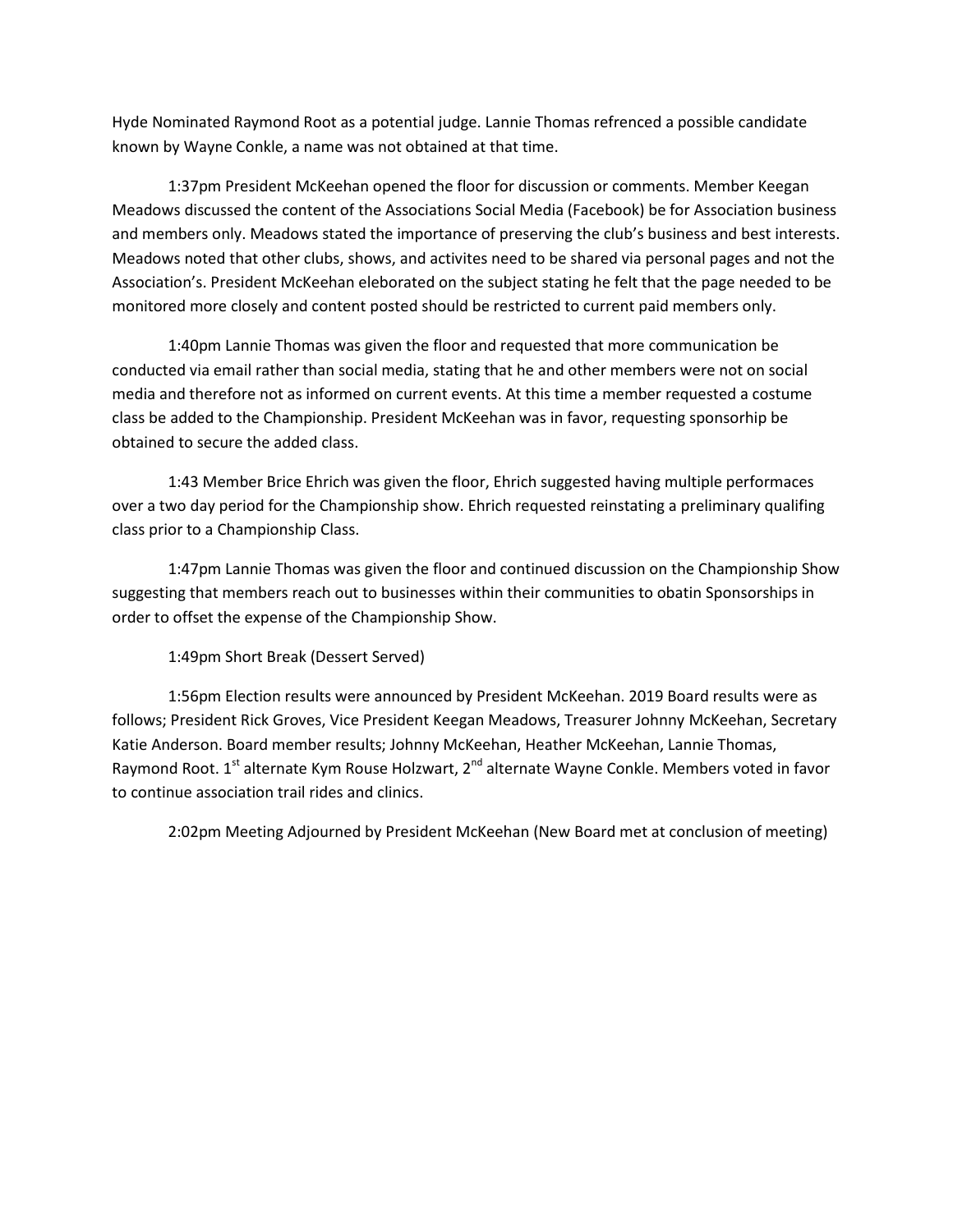Hyde Nominated Raymond Root as a potential judge. Lannie Thomas refrenced a possible candidate known by Wayne Conkle, a name was not obtained at that time.

1:37pm President McKeehan opened the floor for discussion or comments. Member Keegan Meadows discussed the content of the Associations Social Media (Facebook) be for Association business and members only. Meadows stated the importance of preserving the club's business and best interests. Meadows noted that other clubs, shows, and activites need to be shared via personal pages and not the Association's. President McKeehan eleborated on the subject stating he felt that the page needed to be monitored more closely and content posted should be restricted to current paid members only.

1:40pm Lannie Thomas was given the floor and requested that more communication be conducted via email rather than social media, stating that he and other members were not on social media and therefore not as informed on current events. At this time a member requested a costume class be added to the Championship. President McKeehan was in favor, requesting sponsorhip be obtained to secure the added class.

1:43 Member Brice Ehrich was given the floor, Ehrich suggested having multiple performaces over a two day period for the Championship show. Ehrich requested reinstating a preliminary qualifing class prior to a Championship Class.

1:47pm Lannie Thomas was given the floor and continued discussion on the Championship Show suggesting that members reach out to businesses within their communities to obatin Sponsorships in order to offset the expense of the Championship Show.

1:49pm Short Break (Dessert Served)

1:56pm Election results were announced by President McKeehan. 2019 Board results were as follows; President Rick Groves, Vice President Keegan Meadows, Treasurer Johnny McKeehan, Secretary Katie Anderson. Board member results; Johnny McKeehan, Heather McKeehan, Lannie Thomas, Raymond Root. 1st alternate Kym Rouse Holzwart, 2nd alternate Wayne Conkle. Members voted in favor to continue association trail rides and clinics.

2:02pm Meeting Adjourned by President McKeehan (New Board met at conclusion of meeting)